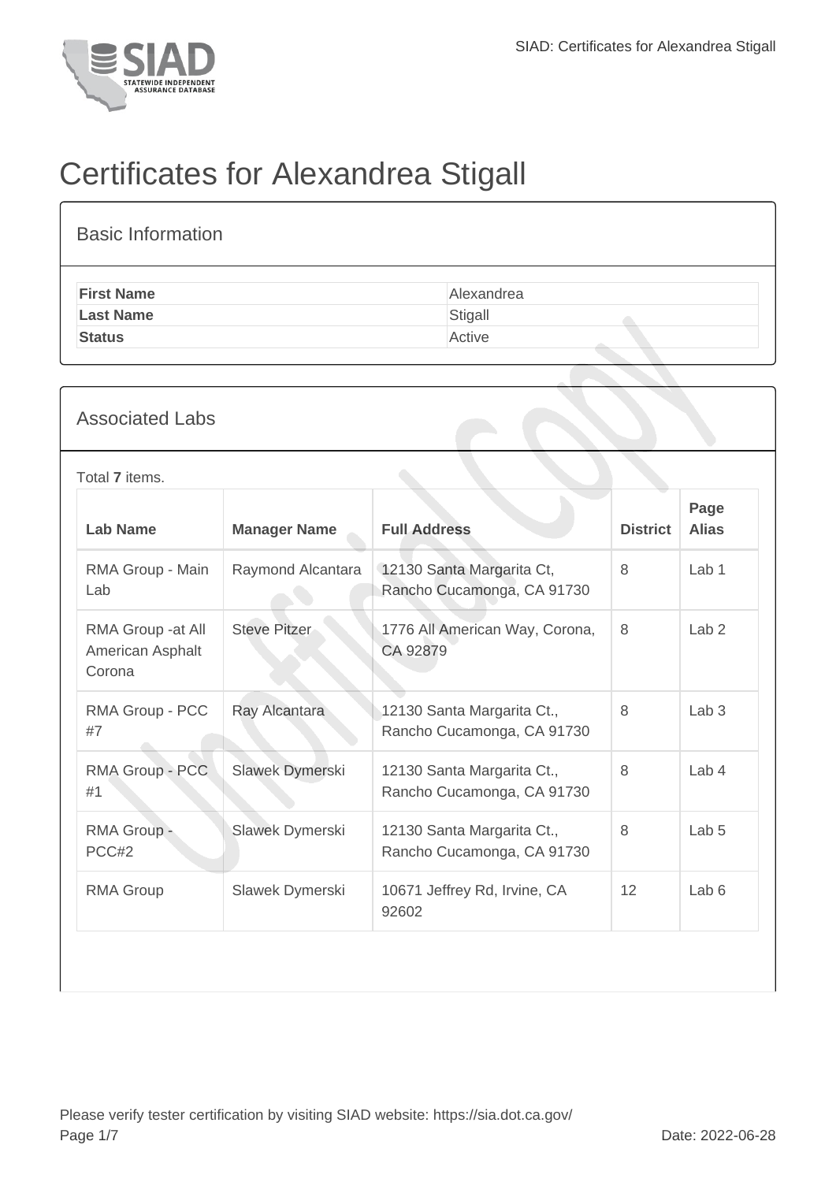# Certificates for Alexandrea Stigall

## Basic Information

| | |
|---|---|
| **First Name** | Alexandrea |
| **Last Name** | Stigall |
| **Status** | Active |

## Associated Labs

Total **7** items.

| Lab Name | Manager Name | Full Address | District | Page Alias |
|---|---|---|---|---|
| RMA Group - Main Lab | Raymond Alcantara | 12130 Santa Margarita Ct, Rancho Cucamonga, CA 91730 | 8 | Lab 1 |
| RMA Group -at All American Asphalt Corona | Steve Pitzer | 1776 All American Way, Corona, CA 92879 | 8 | Lab 2 |
| RMA Group - PCC #7 | Ray Alcantara | 12130 Santa Margarita Ct., Rancho Cucamonga, CA 91730 | 8 | Lab 3 |
| RMA Group - PCC #1 | Slawek Dymerski | 12130 Santa Margarita Ct., Rancho Cucamonga, CA 91730 | 8 | Lab 4 |
| RMA Group - PCC#2 | Slawek Dymerski | 12130 Santa Margarita Ct., Rancho Cucamonga, CA 91730 | 8 | Lab 5 |
| RMA Group | Slawek Dymerski | 10671 Jeffrey Rd, Irvine, CA 92602 | 12 | Lab 6 |

Please verify tester certification by visiting SIAD website: https://sia.dot.ca.gov/

Date: 2022-06-28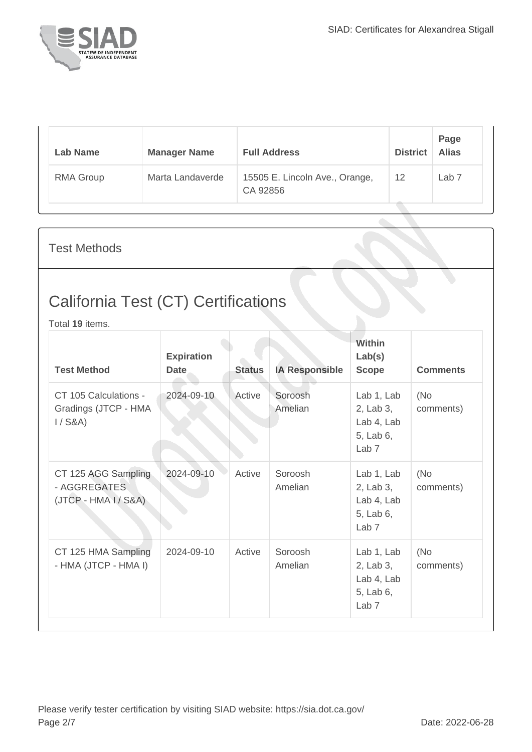| Lab Name | Manager Name | Full Address | District | Page Alias |
| --- | --- | --- | --- | --- |
| RMA Group | Marta Landaverde | 15505 E. Lincoln Ave., Orange, CA 92856 | 12 | Lab 7 |

Test Methods

## California Test (CT) Certifications

Total **19** items.

| Test Method | Expiration Date | Status | IA Responsible | Within Lab(s) Scope | Comments |
| --- | --- | --- | --- | --- | --- |
| CT 105 Calculations - Gradings (JTCP - HMA I / S&A) | 2024-09-10 | Active | Soroosh Amelian | Lab 1, Lab 2, Lab 3, Lab 4, Lab 5, Lab 6, Lab 7 | (No comments) |
| CT 125 AGG Sampling - AGGREGATES (JTCP - HMA I / S&A) | 2024-09-10 | Active | Soroosh Amelian | Lab 1, Lab 2, Lab 3, Lab 4, Lab 5, Lab 6, Lab 7 | (No comments) |
| CT 125 HMA Sampling - HMA (JTCP - HMA I) | 2024-09-10 | Active | Soroosh Amelian | Lab 1, Lab 2, Lab 3, Lab 4, Lab 5, Lab 6, Lab 7 | (No comments) |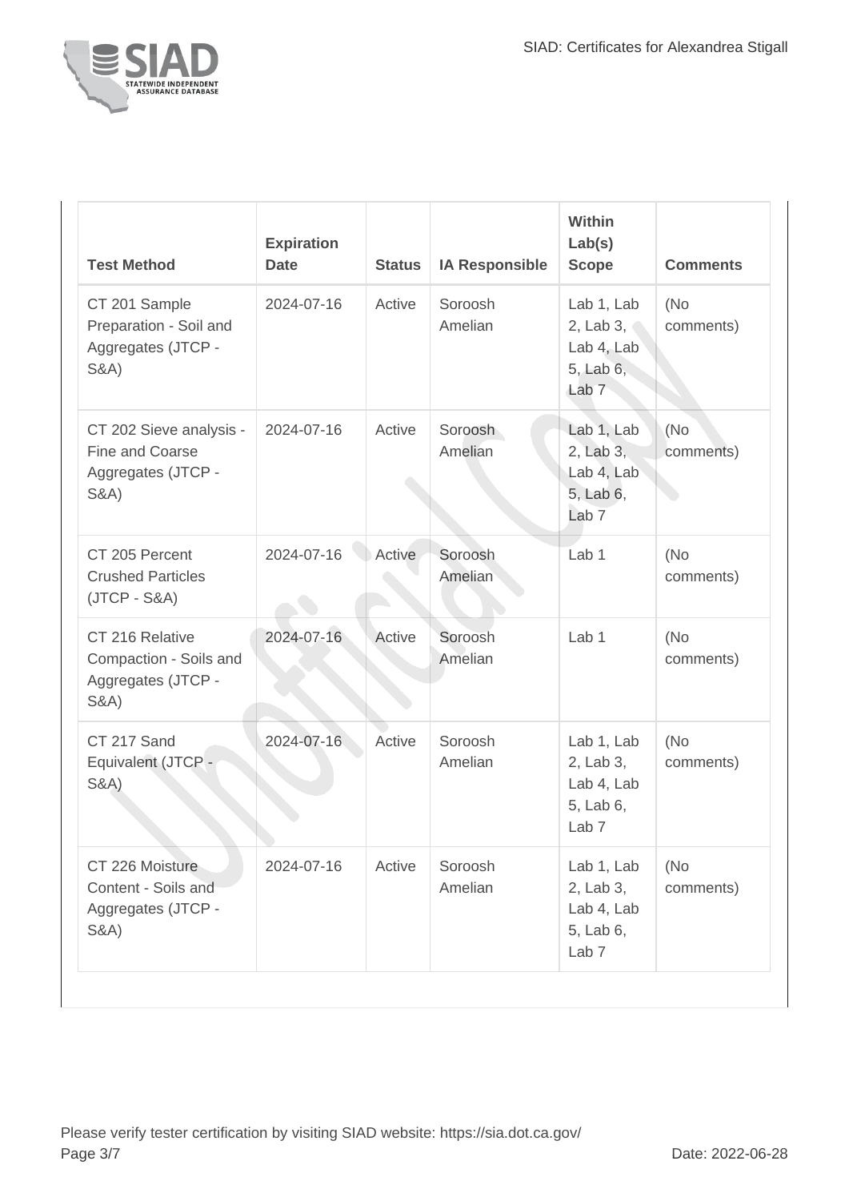| Test Method | Expiration Date | Status | IA Responsible | Within Lab(s) Scope | Comments |
| --- | --- | --- | --- | --- | --- |
| CT 201 Sample Preparation - Soil and Aggregates (JTCP - S&A) | 2024-07-16 | Active | Soroosh Amelian | Lab 1, Lab 2, Lab 3, Lab 4, Lab 5, Lab 6, Lab 7 | (No comments) |
| CT 202 Sieve analysis - Fine and Coarse Aggregates (JTCP - S&A) | 2024-07-16 | Active | Soroosh Amelian | Lab 1, Lab 2, Lab 3, Lab 4, Lab 5, Lab 6, Lab 7 | (No comments) |
| CT 205 Percent Crushed Particles (JTCP - S&A) | 2024-07-16 | Active | Soroosh Amelian | Lab 1 | (No comments) |
| CT 216 Relative Compaction - Soils and Aggregates (JTCP - S&A) | 2024-07-16 | Active | Soroosh Amelian | Lab 1 | (No comments) |
| CT 217 Sand Equivalent (JTCP - S&A) | 2024-07-16 | Active | Soroosh Amelian | Lab 1, Lab 2, Lab 3, Lab 4, Lab 5, Lab 6, Lab 7 | (No comments) |
| CT 226 Moisture Content - Soils and Aggregates (JTCP - S&A) | 2024-07-16 | Active | Soroosh Amelian | Lab 1, Lab 2, Lab 3, Lab 4, Lab 5, Lab 6, Lab 7 | (No comments) |

Please verify tester certification by visiting SIAD website: https://sia.dot.ca.gov/

Date: 2022-06-28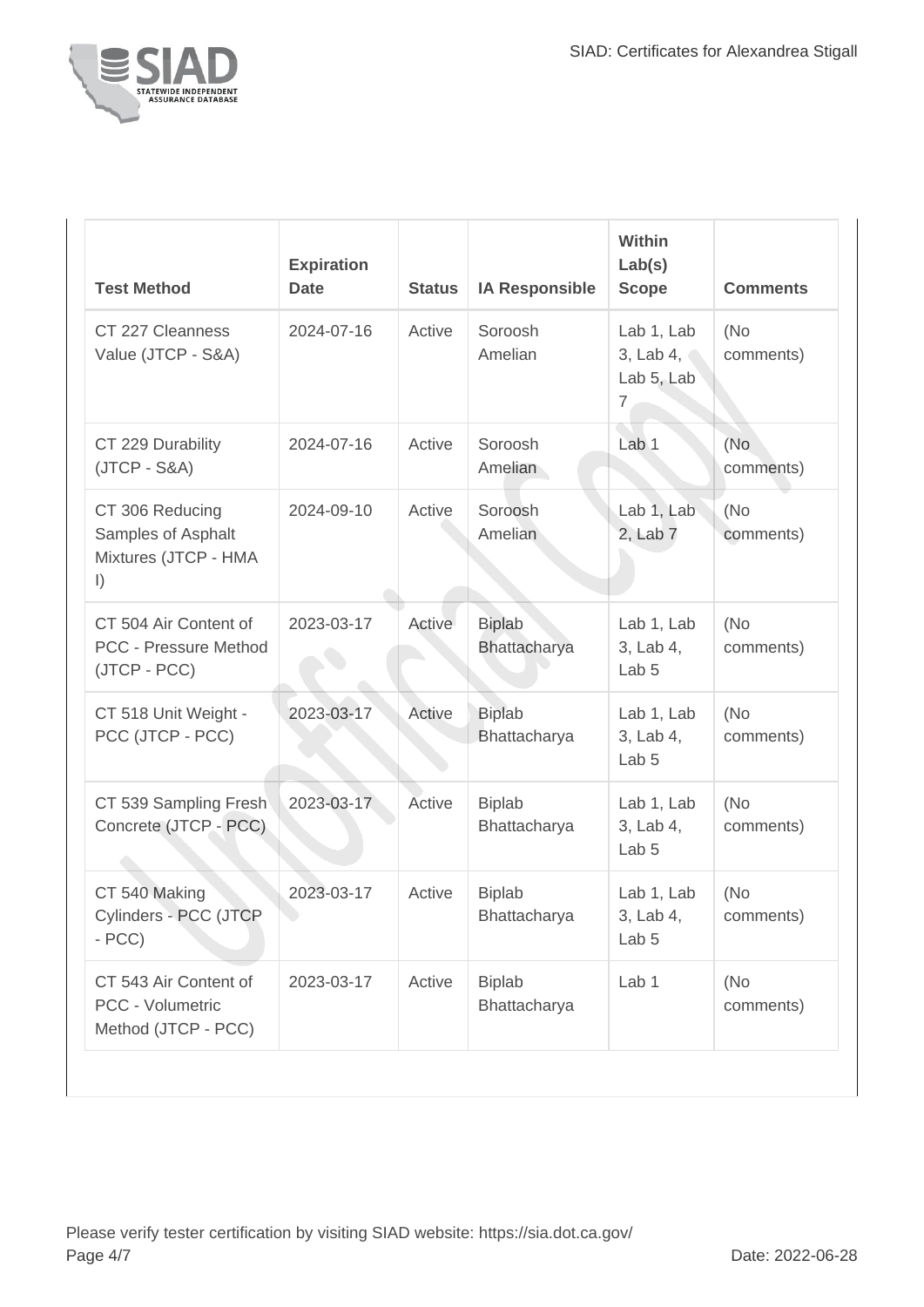| Test Method | Expiration Date | Status | IA Responsible | Within Lab(s) Scope | Comments |
|---|---|---|---|---|---|
| CT 227 Cleanness Value (JTCP - S&A) | 2024-07-16 | Active | Soroosh Amelian | Lab 1, Lab 3, Lab 4, Lab 5, Lab 7 | (No comments) |
| CT 229 Durability (JTCP - S&A) | 2024-07-16 | Active | Soroosh Amelian | Lab 1 | (No comments) |
| CT 306 Reducing Samples of Asphalt Mixtures (JTCP - HMA I) | 2024-09-10 | Active | Soroosh Amelian | Lab 1, Lab 2, Lab 7 | (No comments) |
| CT 504 Air Content of PCC - Pressure Method (JTCP - PCC) | 2023-03-17 | Active | Biplab Bhattacharya | Lab 1, Lab 3, Lab 4, Lab 5 | (No comments) |
| CT 518 Unit Weight - PCC (JTCP - PCC) | 2023-03-17 | Active | Biplab Bhattacharya | Lab 1, Lab 3, Lab 4, Lab 5 | (No comments) |
| CT 539 Sampling Fresh Concrete (JTCP - PCC) | 2023-03-17 | Active | Biplab Bhattacharya | Lab 1, Lab 3, Lab 4, Lab 5 | (No comments) |
| CT 540 Making Cylinders - PCC (JTCP - PCC) | 2023-03-17 | Active | Biplab Bhattacharya | Lab 1, Lab 3, Lab 4, Lab 5 | (No comments) |
| CT 543 Air Content of PCC - Volumetric Method (JTCP - PCC) | 2023-03-17 | Active | Biplab Bhattacharya | Lab 1 | (No comments) |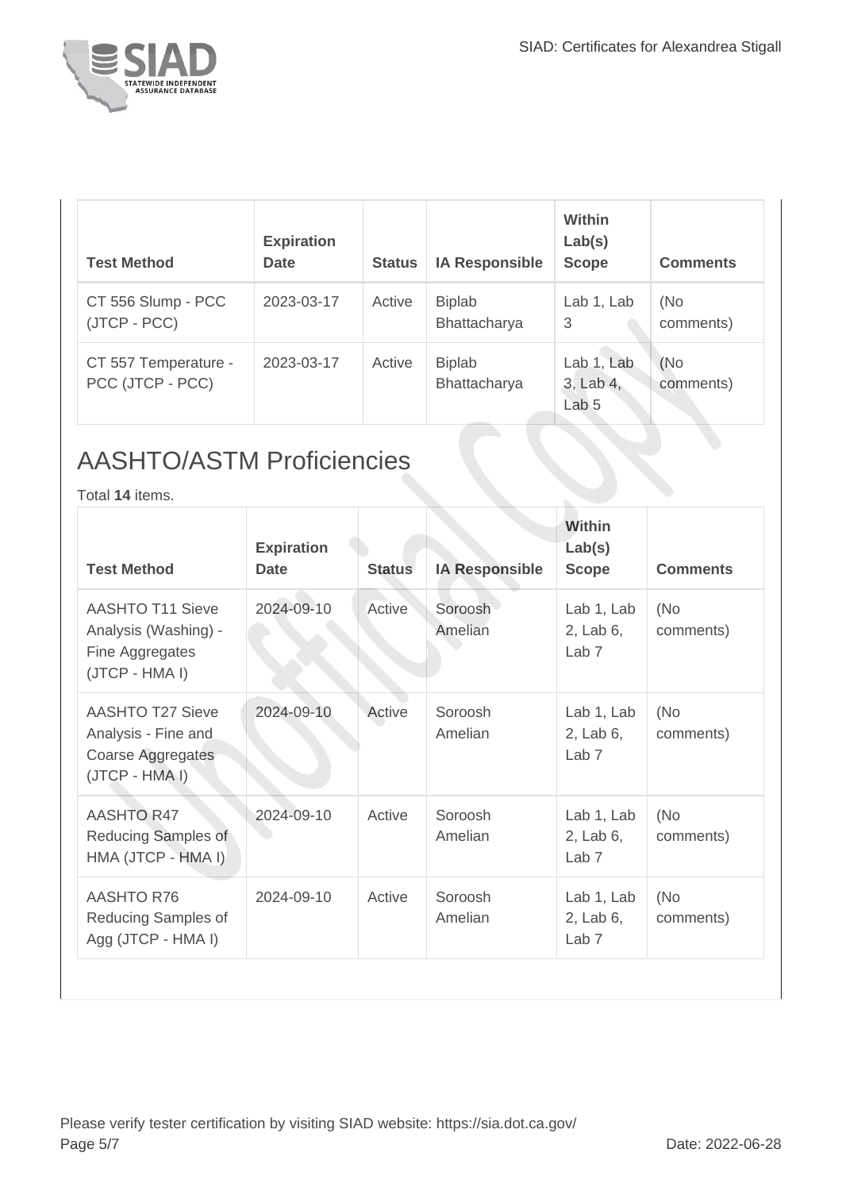| Test Method | Expiration Date | Status | IA Responsible | Within Lab(s) Scope | Comments |
| --- | --- | --- | --- | --- | --- |
| CT 556 Slump - PCC (JTCP - PCC) | 2023-03-17 | Active | Biplab Bhattacharya | Lab 1, Lab 3 | (No comments) |
| CT 557 Temperature - PCC (JTCP - PCC) | 2023-03-17 | Active | Biplab Bhattacharya | Lab 1, Lab 3, Lab 4, Lab 5 | (No comments) |

## AASHTO/ASTM Proficiencies

Total **14** items.

| Test Method | Expiration Date | Status | IA Responsible | Within Lab(s) Scope | Comments |
| --- | --- | --- | --- | --- | --- |
| AASHTO T11 Sieve Analysis (Washing) - Fine Aggregates (JTCP - HMA I) | 2024-09-10 | Active | Soroosh Amelian | Lab 1, Lab 2, Lab 6, Lab 7 | (No comments) |
| AASHTO T27 Sieve Analysis - Fine and Coarse Aggregates (JTCP - HMA I) | 2024-09-10 | Active | Soroosh Amelian | Lab 1, Lab 2, Lab 6, Lab 7 | (No comments) |
| AASHTO R47 Reducing Samples of HMA (JTCP - HMA I) | 2024-09-10 | Active | Soroosh Amelian | Lab 1, Lab 2, Lab 6, Lab 7 | (No comments) |
| AASHTO R76 Reducing Samples of Agg (JTCP - HMA I) | 2024-09-10 | Active | Soroosh Amelian | Lab 1, Lab 2, Lab 6, Lab 7 | (No comments) |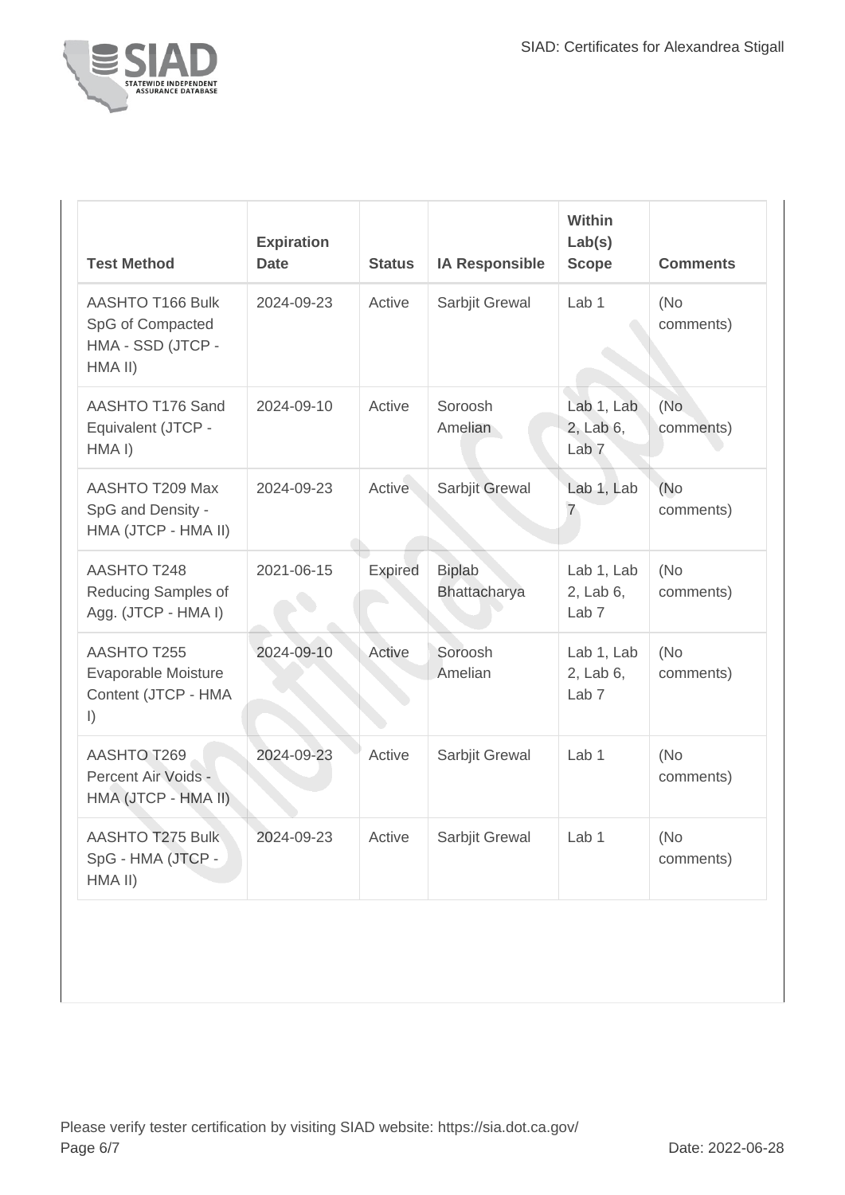| Test Method | Expiration Date | Status | IA Responsible | Within Lab(s) Scope | Comments |
| --- | --- | --- | --- | --- | --- |
| AASHTO T166 Bulk SpG of Compacted HMA - SSD (JTCP - HMA II) | 2024-09-23 | Active | Sarbjit Grewal | Lab 1 | (No comments) |
| AASHTO T176 Sand Equivalent (JTCP - HMA I) | 2024-09-10 | Active | Soroosh Amelian | Lab 1, Lab 2, Lab 6, Lab 7 | (No comments) |
| AASHTO T209 Max SpG and Density - HMA (JTCP - HMA II) | 2024-09-23 | Active | Sarbjit Grewal | Lab 1, Lab 7 | (No comments) |
| AASHTO T248 Reducing Samples of Agg. (JTCP - HMA I) | 2021-06-15 | Expired | Biplab Bhattacharya | Lab 1, Lab 2, Lab 6, Lab 7 | (No comments) |
| AASHTO T255 Evaporable Moisture Content (JTCP - HMA I) | 2024-09-10 | Active | Soroosh Amelian | Lab 1, Lab 2, Lab 6, Lab 7 | (No comments) |
| AASHTO T269 Percent Air Voids - HMA (JTCP - HMA II) | 2024-09-23 | Active | Sarbjit Grewal | Lab 1 | (No comments) |
| AASHTO T275 Bulk SpG - HMA (JTCP - HMA II) | 2024-09-23 | Active | Sarbjit Grewal | Lab 1 | (No comments) |

Please verify tester certification by visiting SIAD website: https://sia.dot.ca.gov/

Date: 2022-06-28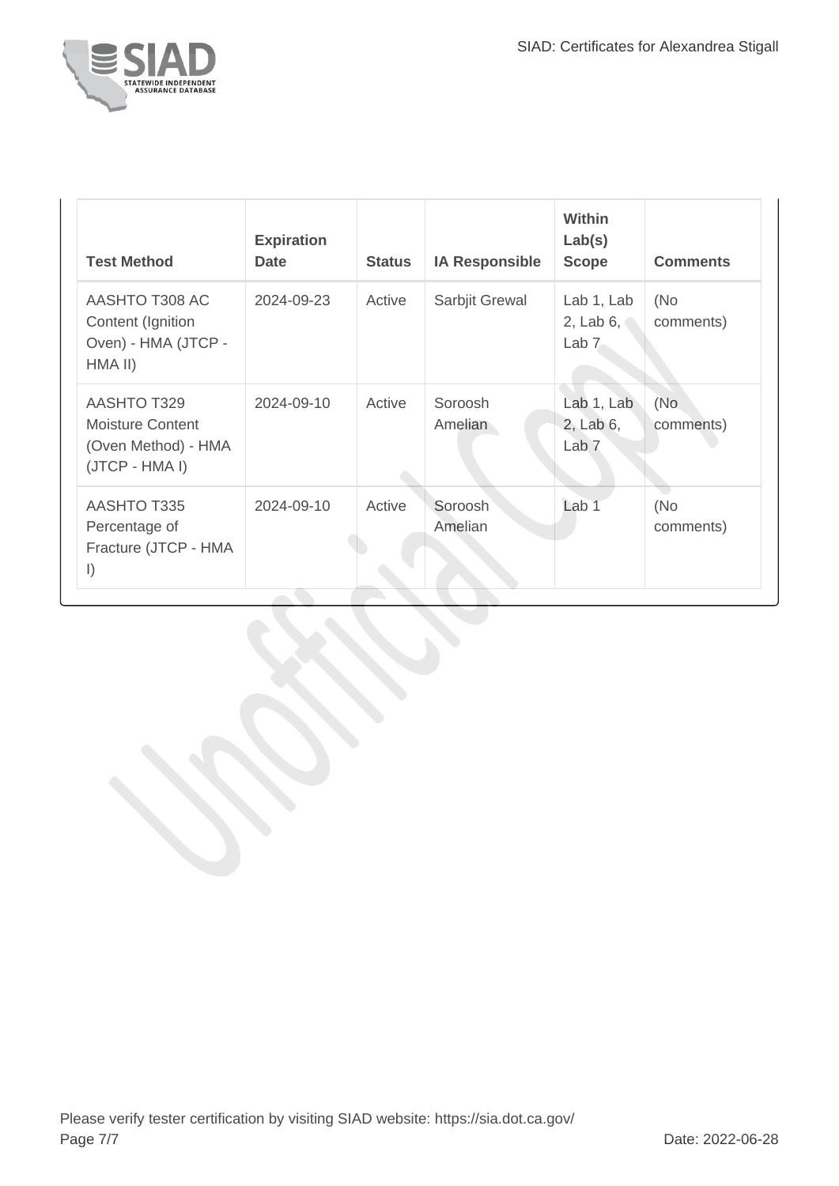| Test Method | Expiration Date | Status | IA Responsible | Within Lab(s) Scope | Comments |
|---|---|---|---|---|---|
| AASHTO T308 AC Content (Ignition Oven) - HMA (JTCP - HMA II) | 2024-09-23 | Active | Sarbjit Grewal | Lab 1, Lab 2, Lab 6, Lab 7 | (No comments) |
| AASHTO T329 Moisture Content (Oven Method) - HMA (JTCP - HMA I) | 2024-09-10 | Active | Soroosh Amelian | Lab 1, Lab 2, Lab 6, Lab 7 | (No comments) |
| AASHTO T335 Percentage of Fracture (JTCP - HMA I) | 2024-09-10 | Active | Soroosh Amelian | Lab 1 | (No comments) |

Please verify tester certification by visiting SIAD website: https://sia.dot.ca.gov/

Date: 2022-06-28